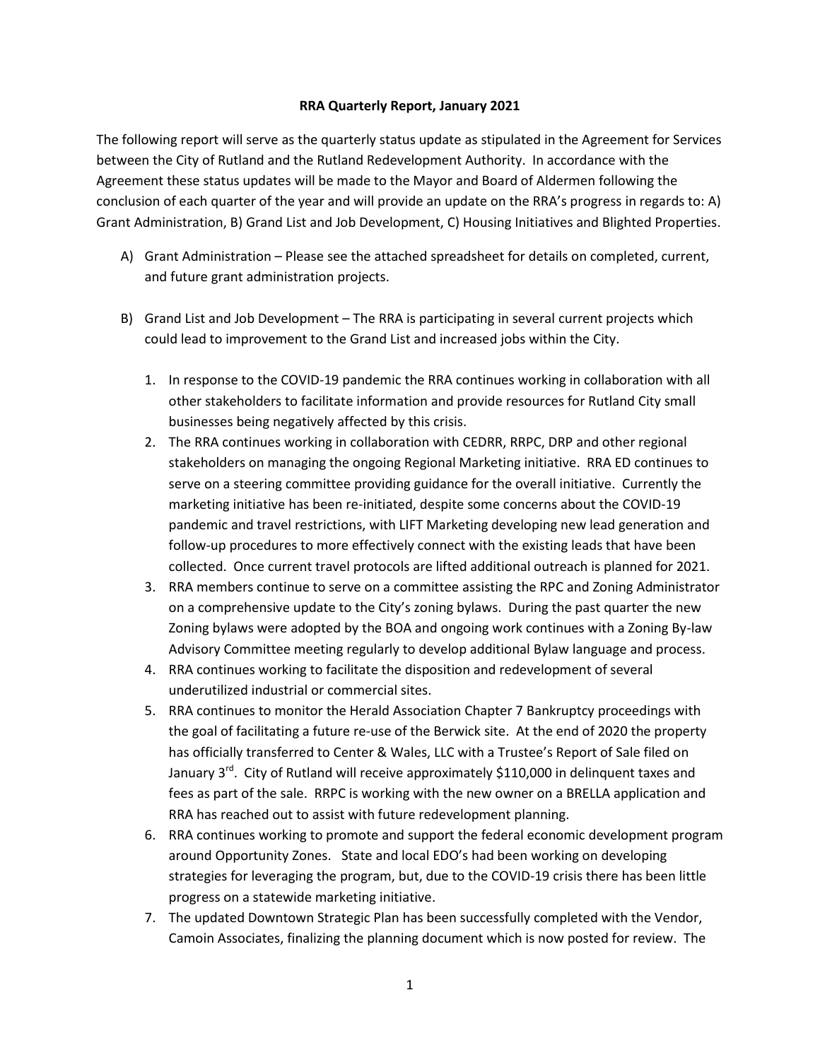**RRA Quarterly Report, January 2021**

The following report will serve as the quarterly status update as stipulated in the Agreement for Services between the City of Rutland and the Rutland Redevelopment Authority. In accordance with the Agreement these status updates will be made to the Mayor and Board of Aldermen following the conclusion of each quarter of the year and will provide an update on the RRA's progress in regards to: A) Grant Administration, B) Grand List and Job Development, C) Housing Initiatives and Blighted Properties.

A) Grant Administration – Please see the attached spreadsheet for details on completed, current, and future grant administration projects.

B) Grand List and Job Development – The RRA is participating in several current projects which could lead to improvement to the Grand List and increased jobs within the City.

1. In response to the COVID-19 pandemic the RRA continues working in collaboration with all other stakeholders to facilitate information and provide resources for Rutland City small businesses being negatively affected by this crisis.
2. The RRA continues working in collaboration with CEDRR, RRPC, DRP and other regional stakeholders on managing the ongoing Regional Marketing initiative. RRA ED continues to serve on a steering committee providing guidance for the overall initiative. Currently the marketing initiative has been re-initiated, despite some concerns about the COVID-19 pandemic and travel restrictions, with LIFT Marketing developing new lead generation and follow-up procedures to more effectively connect with the existing leads that have been collected. Once current travel protocols are lifted additional outreach is planned for 2021.
3. RRA members continue to serve on a committee assisting the RPC and Zoning Administrator on a comprehensive update to the City's zoning bylaws. During the past quarter the new Zoning bylaws were adopted by the BOA and ongoing work continues with a Zoning By-law Advisory Committee meeting regularly to develop additional Bylaw language and process.
4. RRA continues working to facilitate the disposition and redevelopment of several underutilized industrial or commercial sites.
5. RRA continues to monitor the Herald Association Chapter 7 Bankruptcy proceedings with the goal of facilitating a future re-use of the Berwick site. At the end of 2020 the property has officially transferred to Center & Wales, LLC with a Trustee's Report of Sale filed on January 3rd. City of Rutland will receive approximately $110,000 in delinquent taxes and fees as part of the sale. RRPC is working with the new owner on a BRELLA application and RRA has reached out to assist with future redevelopment planning.
6. RRA continues working to promote and support the federal economic development program around Opportunity Zones. State and local EDO's had been working on developing strategies for leveraging the program, but, due to the COVID-19 crisis there has been little progress on a statewide marketing initiative.
7. The updated Downtown Strategic Plan has been successfully completed with the Vendor, Camoin Associates, finalizing the planning document which is now posted for review. The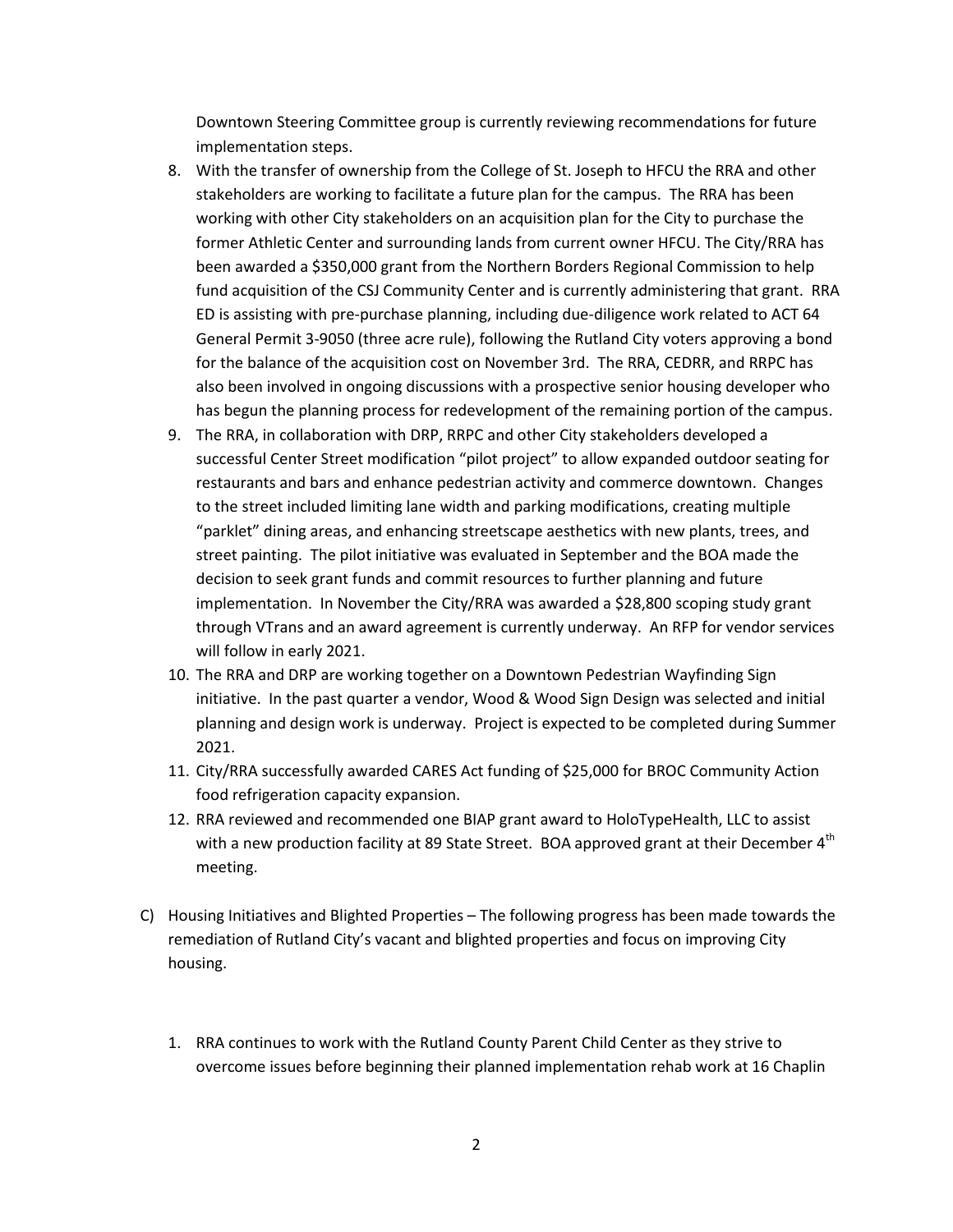Downtown Steering Committee group is currently reviewing recommendations for future implementation steps.

8. With the transfer of ownership from the College of St. Joseph to HFCU the RRA and other stakeholders are working to facilitate a future plan for the campus. The RRA has been working with other City stakeholders on an acquisition plan for the City to purchase the former Athletic Center and surrounding lands from current owner HFCU. The City/RRA has been awarded a $350,000 grant from the Northern Borders Regional Commission to help fund acquisition of the CSJ Community Center and is currently administering that grant. RRA ED is assisting with pre-purchase planning, including due-diligence work related to ACT 64 General Permit 3-9050 (three acre rule), following the Rutland City voters approving a bond for the balance of the acquisition cost on November 3rd. The RRA, CEDRR, and RRPC has also been involved in ongoing discussions with a prospective senior housing developer who has begun the planning process for redevelopment of the remaining portion of the campus.
9. The RRA, in collaboration with DRP, RRPC and other City stakeholders developed a successful Center Street modification "pilot project" to allow expanded outdoor seating for restaurants and bars and enhance pedestrian activity and commerce downtown. Changes to the street included limiting lane width and parking modifications, creating multiple "parklet" dining areas, and enhancing streetscape aesthetics with new plants, trees, and street painting. The pilot initiative was evaluated in September and the BOA made the decision to seek grant funds and commit resources to further planning and future implementation. In November the City/RRA was awarded a $28,800 scoping study grant through VTrans and an award agreement is currently underway. An RFP for vendor services will follow in early 2021.
10. The RRA and DRP are working together on a Downtown Pedestrian Wayfinding Sign initiative. In the past quarter a vendor, Wood & Wood Sign Design was selected and initial planning and design work is underway. Project is expected to be completed during Summer 2021.
11. City/RRA successfully awarded CARES Act funding of $25,000 for BROC Community Action food refrigeration capacity expansion.
12. RRA reviewed and recommended one BIAP grant award to HoloTypeHealth, LLC to assist with a new production facility at 89 State Street. BOA approved grant at their December 4th meeting.

C) Housing Initiatives and Blighted Properties – The following progress has been made towards the remediation of Rutland City's vacant and blighted properties and focus on improving City housing.

1. RRA continues to work with the Rutland County Parent Child Center as they strive to overcome issues before beginning their planned implementation rehab work at 16 Chaplin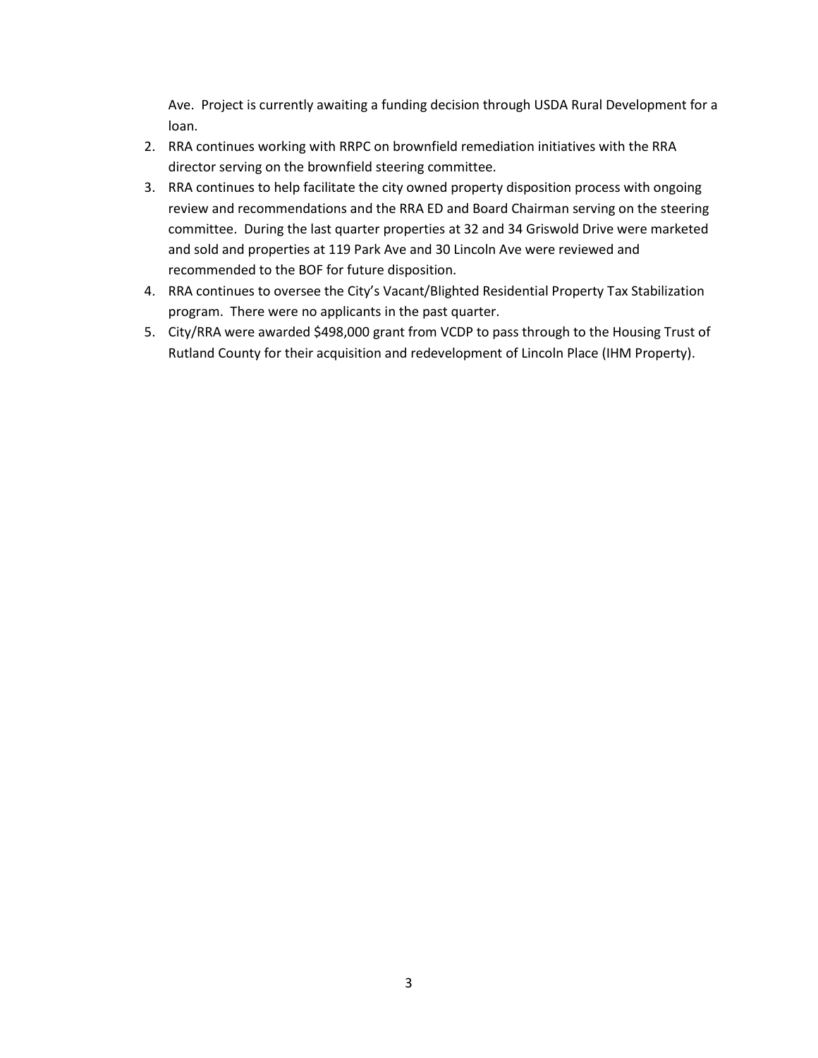Ave. Project is currently awaiting a funding decision through USDA Rural Development for a loan.

2. RRA continues working with RRPC on brownfield remediation initiatives with the RRA director serving on the brownfield steering committee.
3. RRA continues to help facilitate the city owned property disposition process with ongoing review and recommendations and the RRA ED and Board Chairman serving on the steering committee. During the last quarter properties at 32 and 34 Griswold Drive were marketed and sold and properties at 119 Park Ave and 30 Lincoln Ave were reviewed and recommended to the BOF for future disposition.
4. RRA continues to oversee the City's Vacant/Blighted Residential Property Tax Stabilization program. There were no applicants in the past quarter.
5. City/RRA were awarded $498,000 grant from VCDP to pass through to the Housing Trust of Rutland County for their acquisition and redevelopment of Lincoln Place (IHM Property).